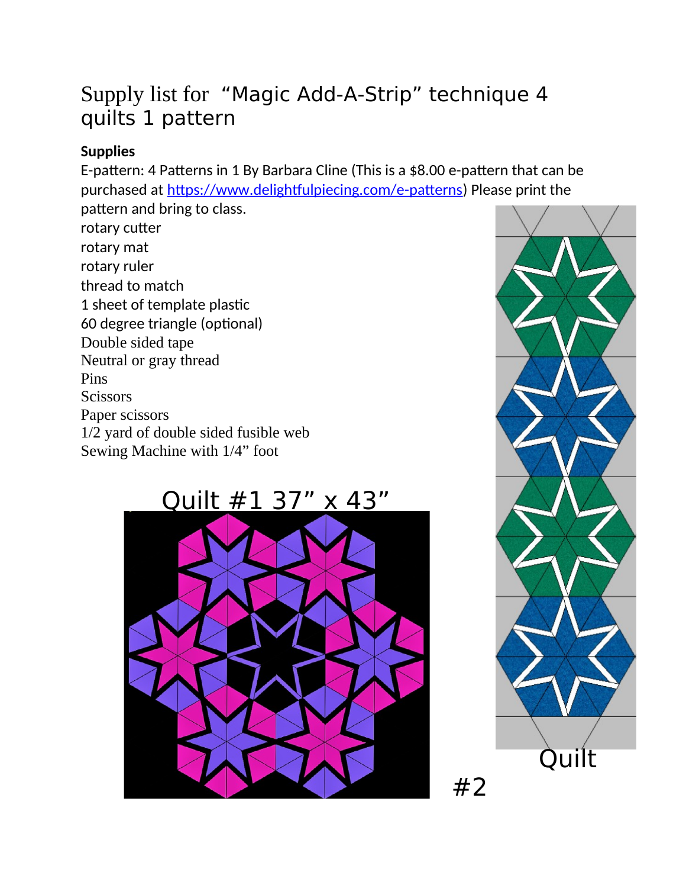# Supply list for "Magic Add-A-Strip" technique 4 quilts 1 pattern

**Supplies**

E-pattern: 4 Patterns in 1 By Barbara Cline (This is a $8.00 e-pattern that can be purchased at https://www.delightfulpiecing.com/e-patterns) Please print the pattern and bring to class.

rotary cutter
rotary mat
rotary ruler
thread to match
1 sheet of template plastic
60 degree triangle (optional)
Double sided tape
Neutral or gray thread
Pins
Scissors
Paper scissors
1/2 yard of double sided fusible web
Sewing Machine with 1/4" foot

Quilt #1 37" x 43"

Quilt #2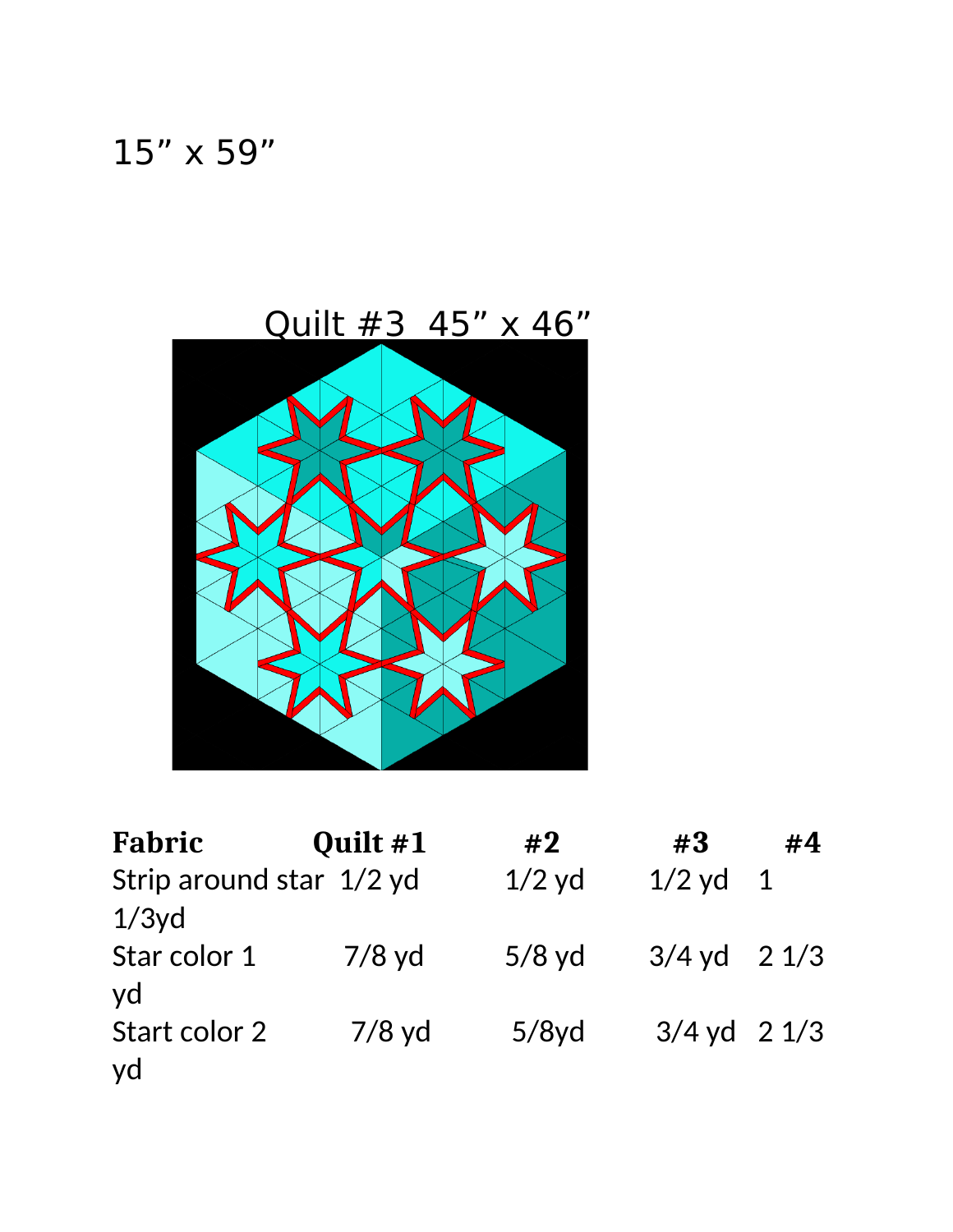15” x 59”

Quilt #3  45” x 46”

| Fabric | Quilt #1 | #2 | #3 | #4 |
| --- | --- | --- | --- | --- |
| Strip around star | 1/2 yd | 1/2 yd | 1/2 yd | 1 1/3yd |
| Star color 1 | 7/8 yd | 5/8 yd | 3/4 yd | 2 1/3 yd |
| Start color 2 | 7/8 yd | 5/8yd | 3/4 yd | 2 1/3 yd |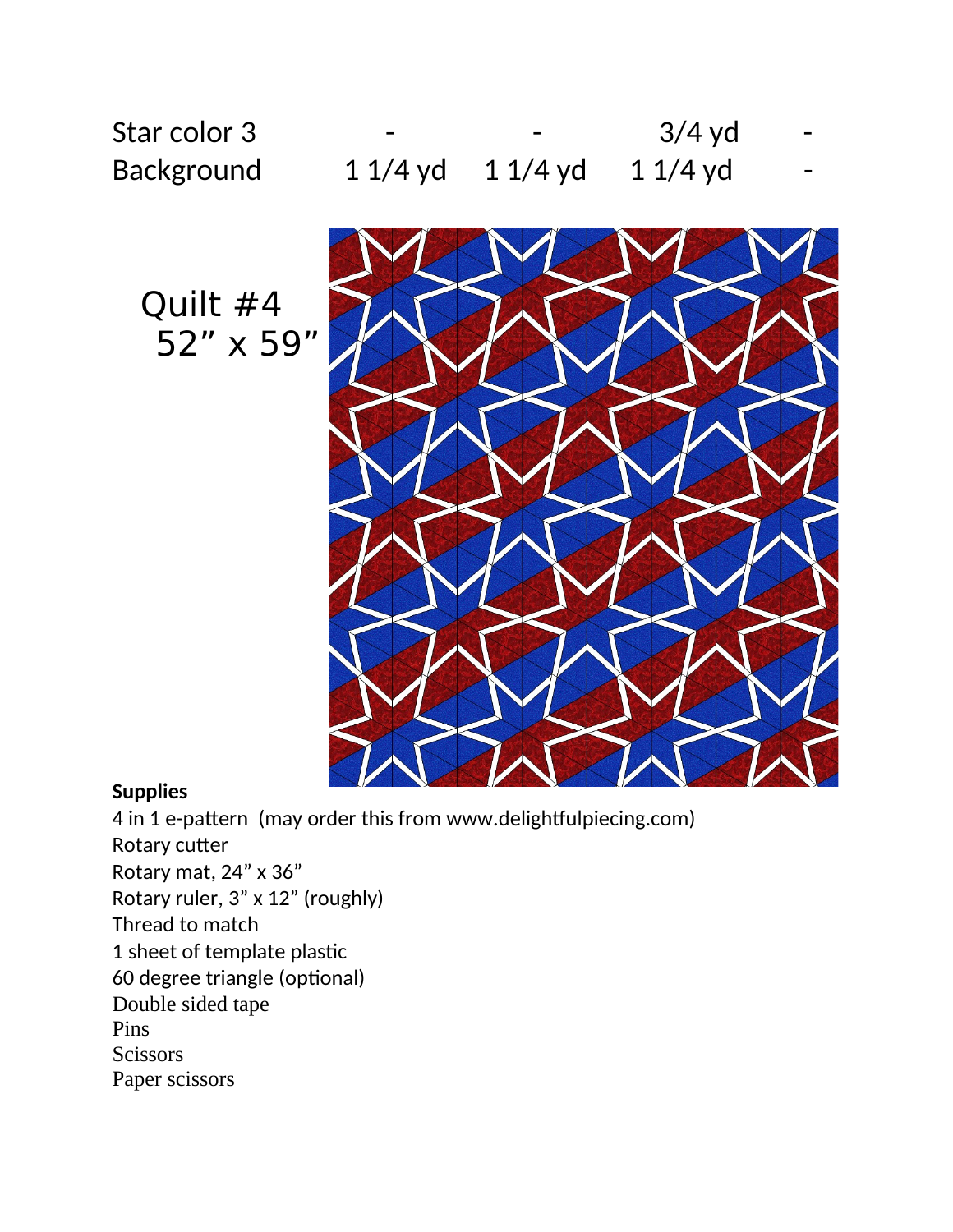| | | | | |
|---|---|---|---|---|
| Star color 3 | - | - | 3/4 yd | - |
| Background | 1 1/4 yd | 1 1/4 yd | 1 1/4 yd | - |

Quilt #4
52” x 59”

**Supplies**

4 in 1 e-pattern (may order this from www.delightfulpiecing.com)
Rotary cutter
Rotary mat, 24” x 36”
Rotary ruler, 3” x 12” (roughly)
Thread to match
1 sheet of template plastic
60 degree triangle (optional)
Double sided tape
Pins
Scissors
Paper scissors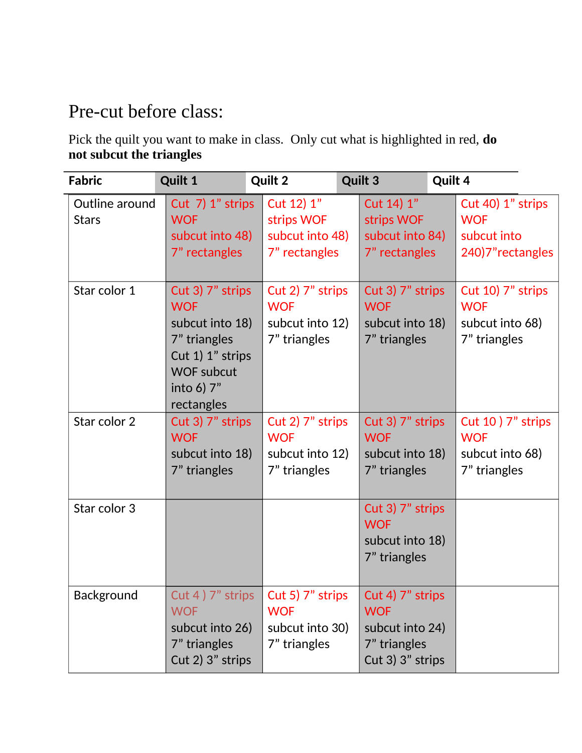# Pre-cut before class:

Pick the quilt you want to make in class. Only cut what is highlighted in red, **do not subcut the triangles**

| Fabric | Quilt 1 | Quilt 2 | Quilt 3 | Quilt 4 |
|---|---|---|---|---|
| Outline around Stars | Cut 7) 1" strips WOF subcut into 48) 7" rectangles | Cut 12) 1" strips WOF subcut into 48) 7" rectangles | Cut 14) 1" strips WOF subcut into 84) 7" rectangles | Cut 40) 1" strips WOF subcut into 240)7"rectangles |
| Star color 1 | Cut 3) 7" strips WOF subcut into 18) 7" triangles Cut 1) 1" strips WOF subcut into 6) 7" rectangles | Cut 2) 7" strips WOF subcut into 12) 7" triangles | Cut 3) 7" strips WOF subcut into 18) 7" triangles | Cut 10) 7" strips WOF subcut into 68) 7" triangles |
| Star color 2 | Cut 3) 7" strips WOF subcut into 18) 7" triangles | Cut 2) 7" strips WOF subcut into 12) 7" triangles | Cut 3) 7" strips WOF subcut into 18) 7" triangles | Cut 10 ) 7" strips WOF subcut into 68) 7" triangles |
| Star color 3 | | | Cut 3) 7" strips WOF subcut into 18) 7" triangles | |
| Background | Cut 4 ) 7" strips WOF subcut into 26) 7" triangles Cut 2) 3" strips | Cut 5) 7" strips WOF subcut into 30) 7" triangles | Cut 4) 7" strips WOF subcut into 24) 7" triangles Cut 3) 3" strips | |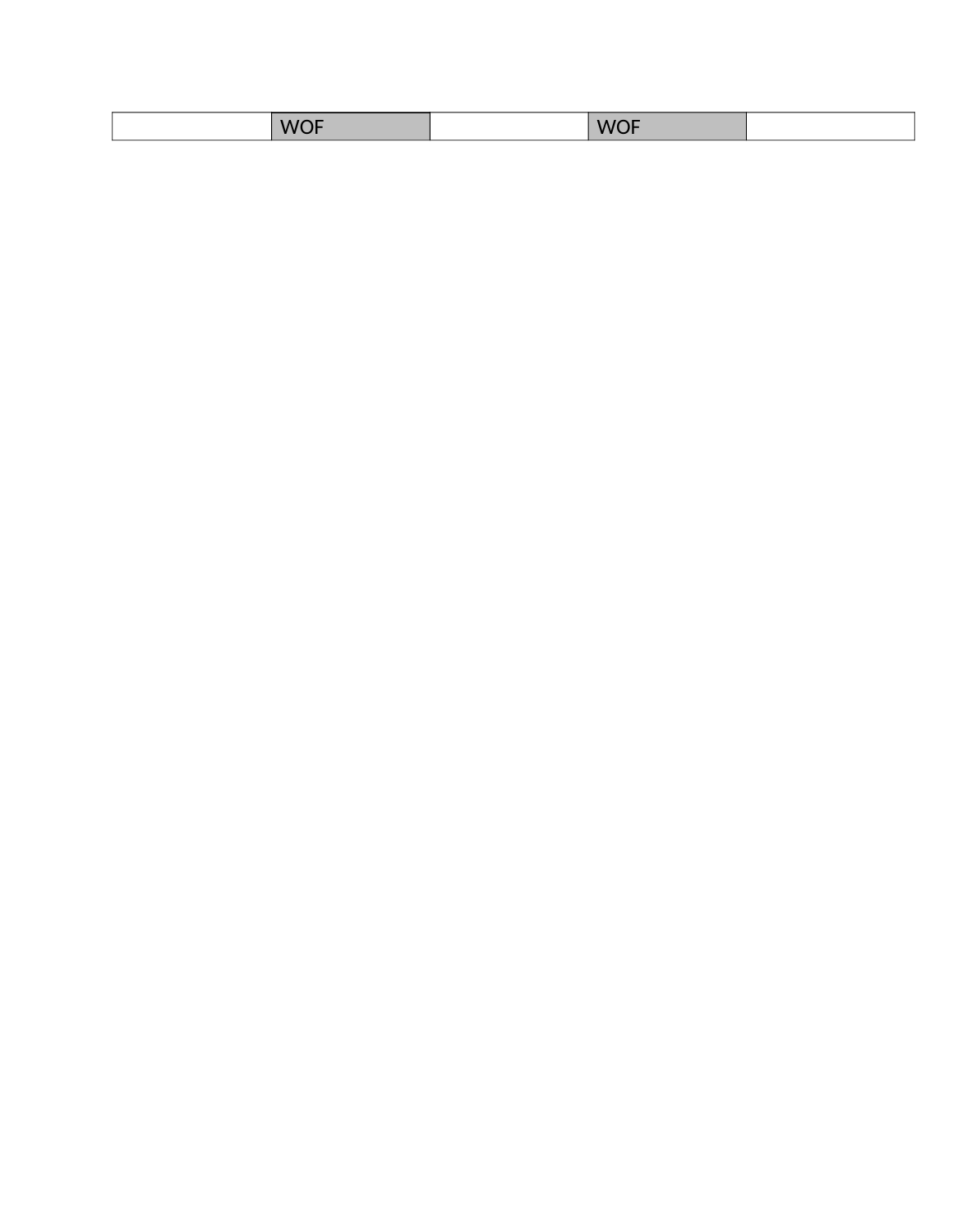| | | | | |
|---|---|---|---|---|
| | WOF | | WOF | |